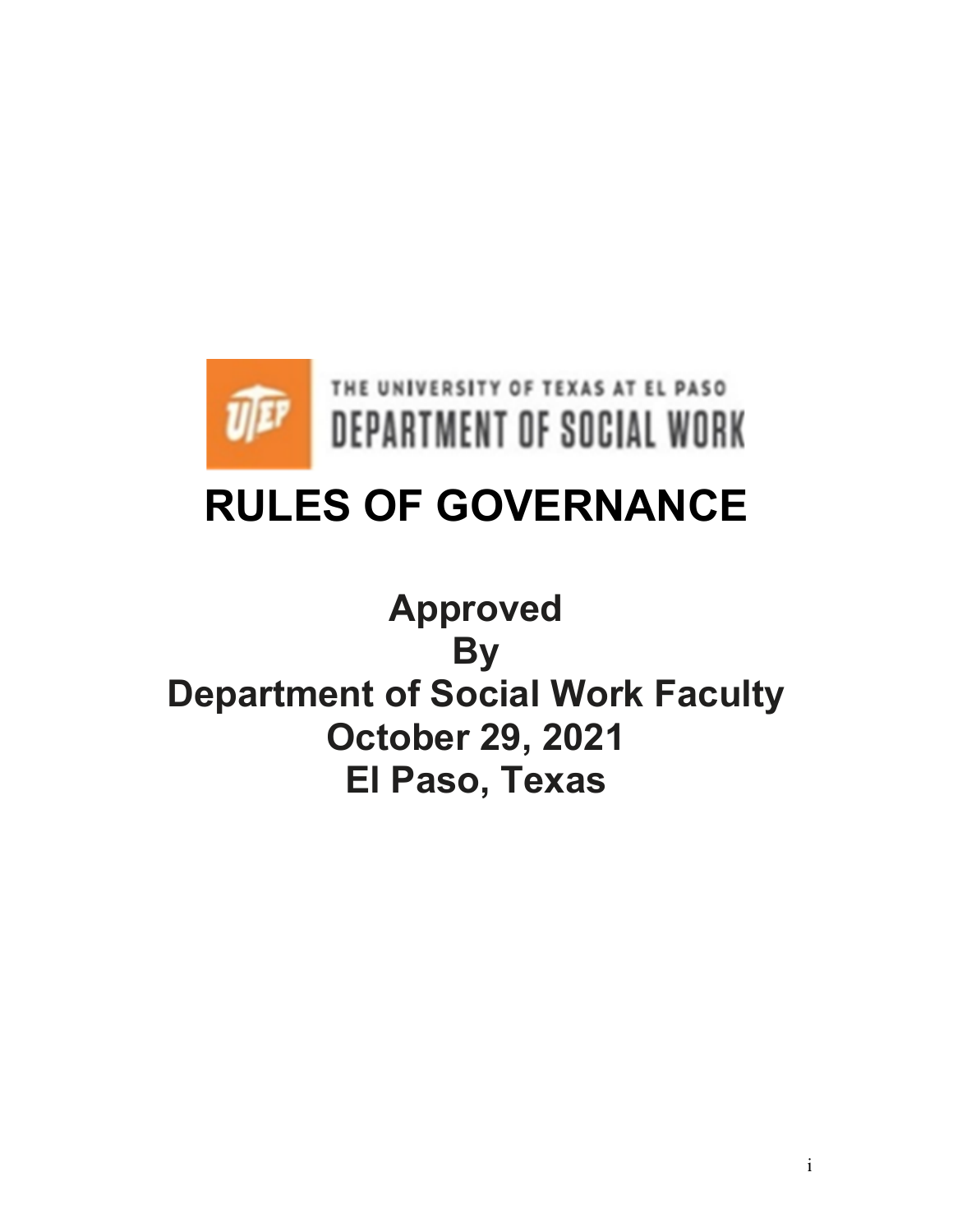THE UNIVERSITY OF TEXAS AT EL PASO
DEPARTMENT OF SOCIAL WORK

# RULES OF GOVERNANCE

**Approved**
**By**
**Department of Social Work Faculty**
**October 29, 2021**
**El Paso, Texas**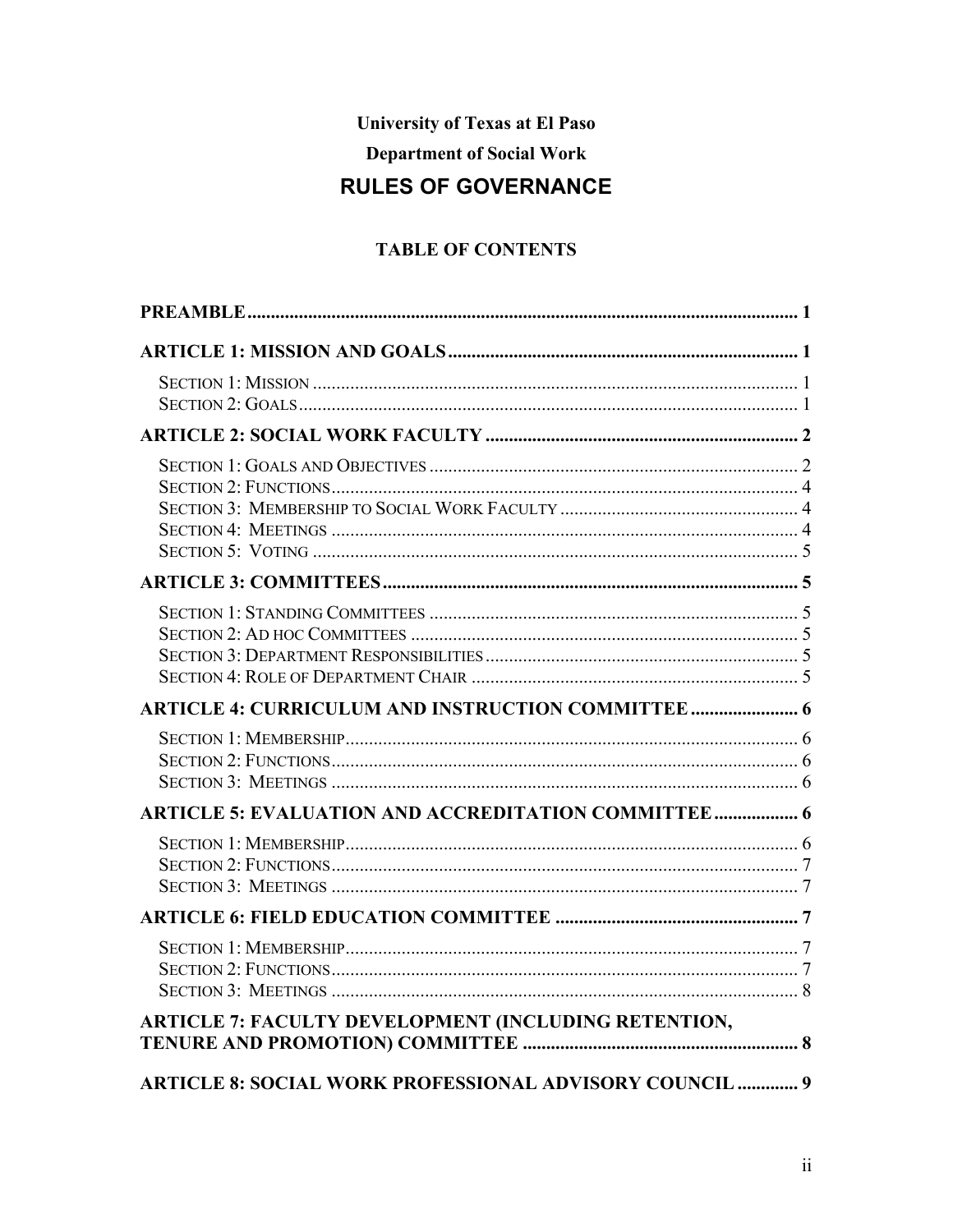**University of Texas at El Paso**

**Department of Social Work**

# RULES OF GOVERNANCE

## TABLE OF CONTENTS

**PREAMBLE** ..................................................................................................... **1**

**ARTICLE 1: MISSION AND GOALS** .......................................................................... **1**

SECTION 1: MISSION ........................................................................................ 1
SECTION 2: GOALS .......................................................................................... 1

**ARTICLE 2: SOCIAL WORK FACULTY** .................................................................. **2**

SECTION 1: GOALS AND OBJECTIVES ............................................................... 2
SECTION 2: FUNCTIONS .................................................................................... 4
SECTION 3: MEMBERSHIP TO SOCIAL WORK FACULTY ................................................... 4
SECTION 4: MEETINGS ........................................................................................ 4
SECTION 5: VOTING ........................................................................................ 5

**ARTICLE 3: COMMITTEES** ......................................................................................... **5**

SECTION 1: STANDING COMMITTEES ............................................................... 5
SECTION 2: AD HOC COMMITTEES ................................................................... 5
SECTION 3: DEPARTMENT RESPONSIBILITIES ................................................... 5
SECTION 4: ROLE OF DEPARTMENT CHAIR ...................................................... 5

**ARTICLE 4: CURRICULUM AND INSTRUCTION COMMITTEE** ....................... **6**

SECTION 1: MEMBERSHIP ................................................................................. 6
SECTION 2: FUNCTIONS .................................................................................... 6
SECTION 3: MEETINGS ...................................................................................... 6

**ARTICLE 5: EVALUATION AND ACCREDITATION COMMITTEE** .................. **6**

SECTION 1: MEMBERSHIP ................................................................................. 6
SECTION 2: FUNCTIONS .................................................................................... 7
SECTION 3: MEETINGS ...................................................................................... 7

**ARTICLE 6: FIELD EDUCATION COMMITTEE** .................................................... **7**

SECTION 1: MEMBERSHIP ................................................................................. 7
SECTION 2: FUNCTIONS .................................................................................... 7
SECTION 3: MEETINGS ...................................................................................... 8

**ARTICLE 7: FACULTY DEVELOPMENT (INCLUDING RETENTION, TENURE AND PROMOTION) COMMITTEE** ........................................................... **8**

**ARTICLE 8: SOCIAL WORK PROFESSIONAL ADVISORY COUNCIL** ............. **9**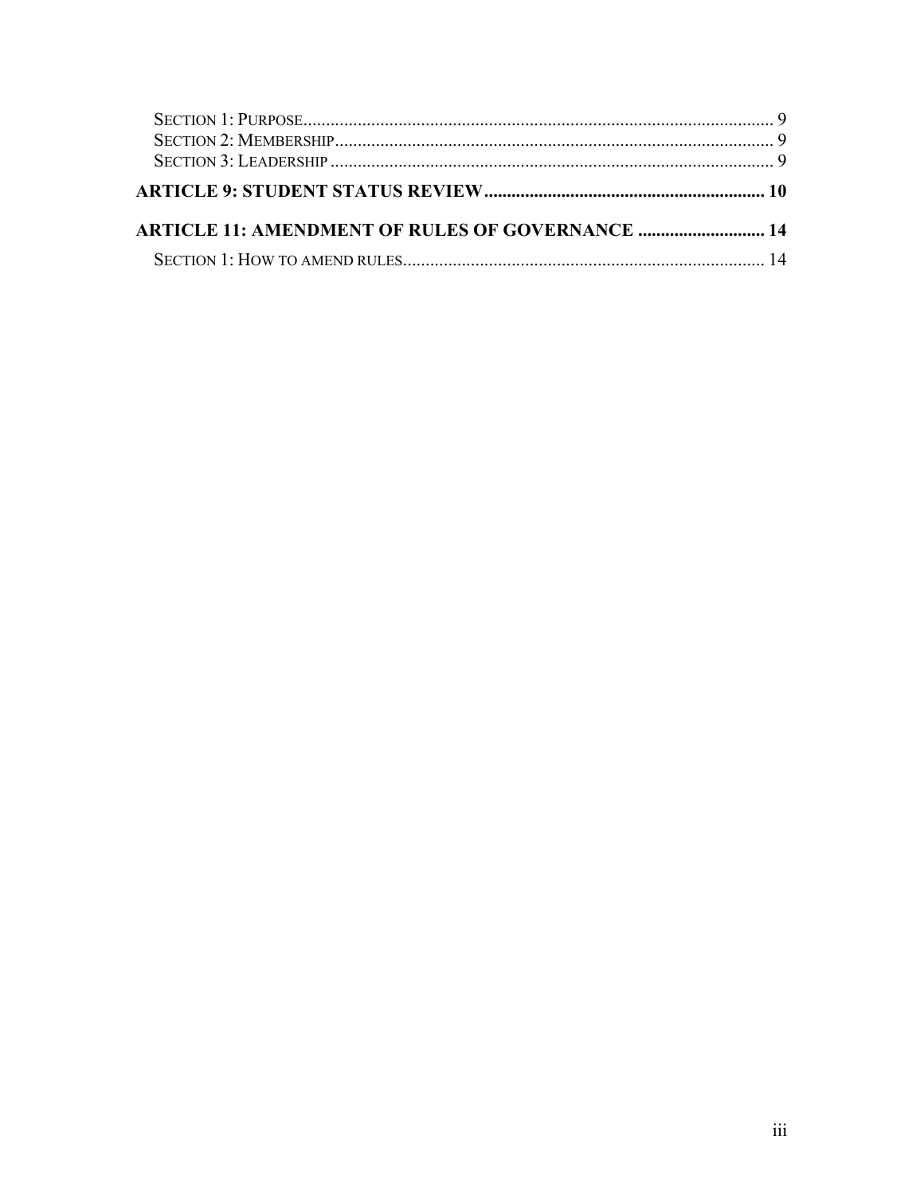Section 1: Purpose .......................................................................................................... 9
Section 2: Membership ................................................................................................... 9
Section 3: Leadership ...................................................................................................... 9

**ARTICLE 9: STUDENT STATUS REVIEW ............................................................. 10**

**ARTICLE 11: AMENDMENT OF RULES OF GOVERNANCE ............................ 14**

Section 1: How to amend rules ...................................................................................... 14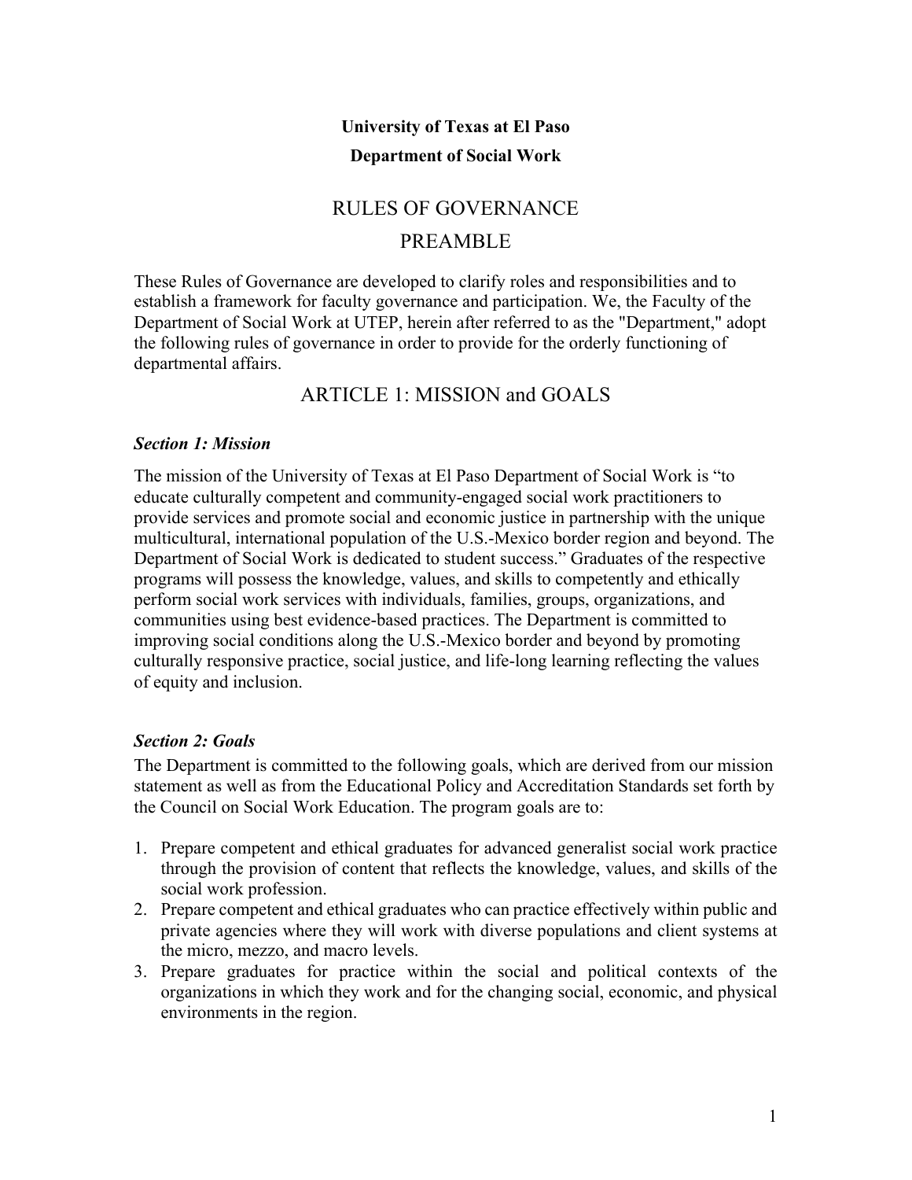**University of Texas at El Paso**

**Department of Social Work**

# RULES OF GOVERNANCE

# PREAMBLE

These Rules of Governance are developed to clarify roles and responsibilities and to establish a framework for faculty governance and participation. We, the Faculty of the Department of Social Work at UTEP, herein after referred to as the "Department," adopt the following rules of governance in order to provide for the orderly functioning of departmental affairs.

## ARTICLE 1: MISSION and GOALS

### *Section 1: Mission*

The mission of the University of Texas at El Paso Department of Social Work is "to educate culturally competent and community-engaged social work practitioners to provide services and promote social and economic justice in partnership with the unique multicultural, international population of the U.S.-Mexico border region and beyond. The Department of Social Work is dedicated to student success." Graduates of the respective programs will possess the knowledge, values, and skills to competently and ethically perform social work services with individuals, families, groups, organizations, and communities using best evidence-based practices. The Department is committed to improving social conditions along the U.S.-Mexico border and beyond by promoting culturally responsive practice, social justice, and life-long learning reflecting the values of equity and inclusion.

### *Section 2: Goals*

The Department is committed to the following goals, which are derived from our mission statement as well as from the Educational Policy and Accreditation Standards set forth by the Council on Social Work Education. The program goals are to:

1. Prepare competent and ethical graduates for advanced generalist social work practice through the provision of content that reflects the knowledge, values, and skills of the social work profession.
2. Prepare competent and ethical graduates who can practice effectively within public and private agencies where they will work with diverse populations and client systems at the micro, mezzo, and macro levels.
3. Prepare graduates for practice within the social and political contexts of the organizations in which they work and for the changing social, economic, and physical environments in the region.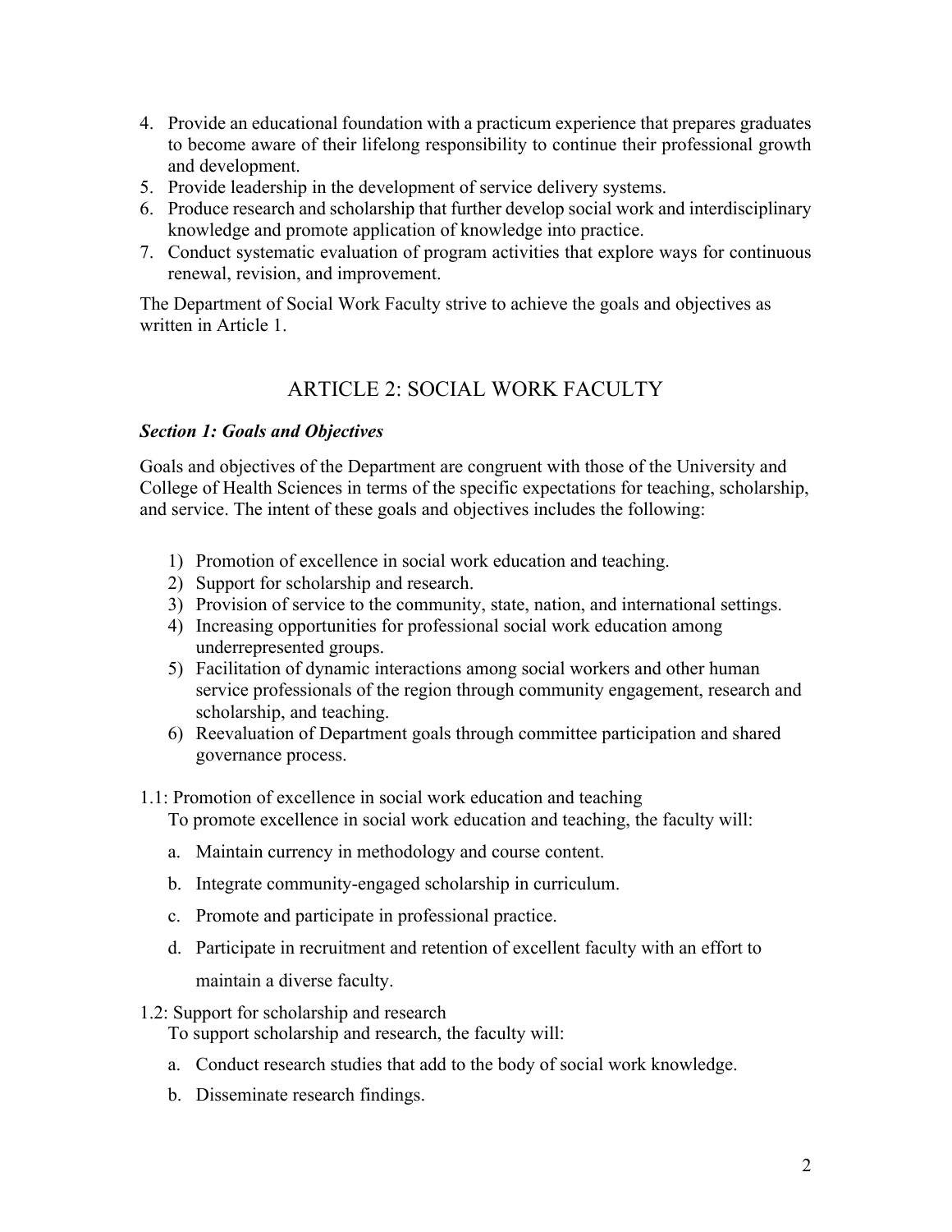4. Provide an educational foundation with a practicum experience that prepares graduates to become aware of their lifelong responsibility to continue their professional growth and development.
5. Provide leadership in the development of service delivery systems.
6. Produce research and scholarship that further develop social work and interdisciplinary knowledge and promote application of knowledge into practice.
7. Conduct systematic evaluation of program activities that explore ways for continuous renewal, revision, and improvement.

The Department of Social Work Faculty strive to achieve the goals and objectives as written in Article 1.

## ARTICLE 2: SOCIAL WORK FACULTY

***Section 1: Goals and Objectives***

Goals and objectives of the Department are congruent with those of the University and College of Health Sciences in terms of the specific expectations for teaching, scholarship, and service. The intent of these goals and objectives includes the following:

1) Promotion of excellence in social work education and teaching.
2) Support for scholarship and research.
3) Provision of service to the community, state, nation, and international settings.
4) Increasing opportunities for professional social work education among underrepresented groups.
5) Facilitation of dynamic interactions among social workers and other human service professionals of the region through community engagement, research and scholarship, and teaching.
6) Reevaluation of Department goals through committee participation and shared governance process.

1.1: Promotion of excellence in social work education and teaching

To promote excellence in social work education and teaching, the faculty will:

a. Maintain currency in methodology and course content.
b. Integrate community-engaged scholarship in curriculum.
c. Promote and participate in professional practice.
d. Participate in recruitment and retention of excellent faculty with an effort to maintain a diverse faculty.

1.2: Support for scholarship and research

To support scholarship and research, the faculty will:

a. Conduct research studies that add to the body of social work knowledge.
b. Disseminate research findings.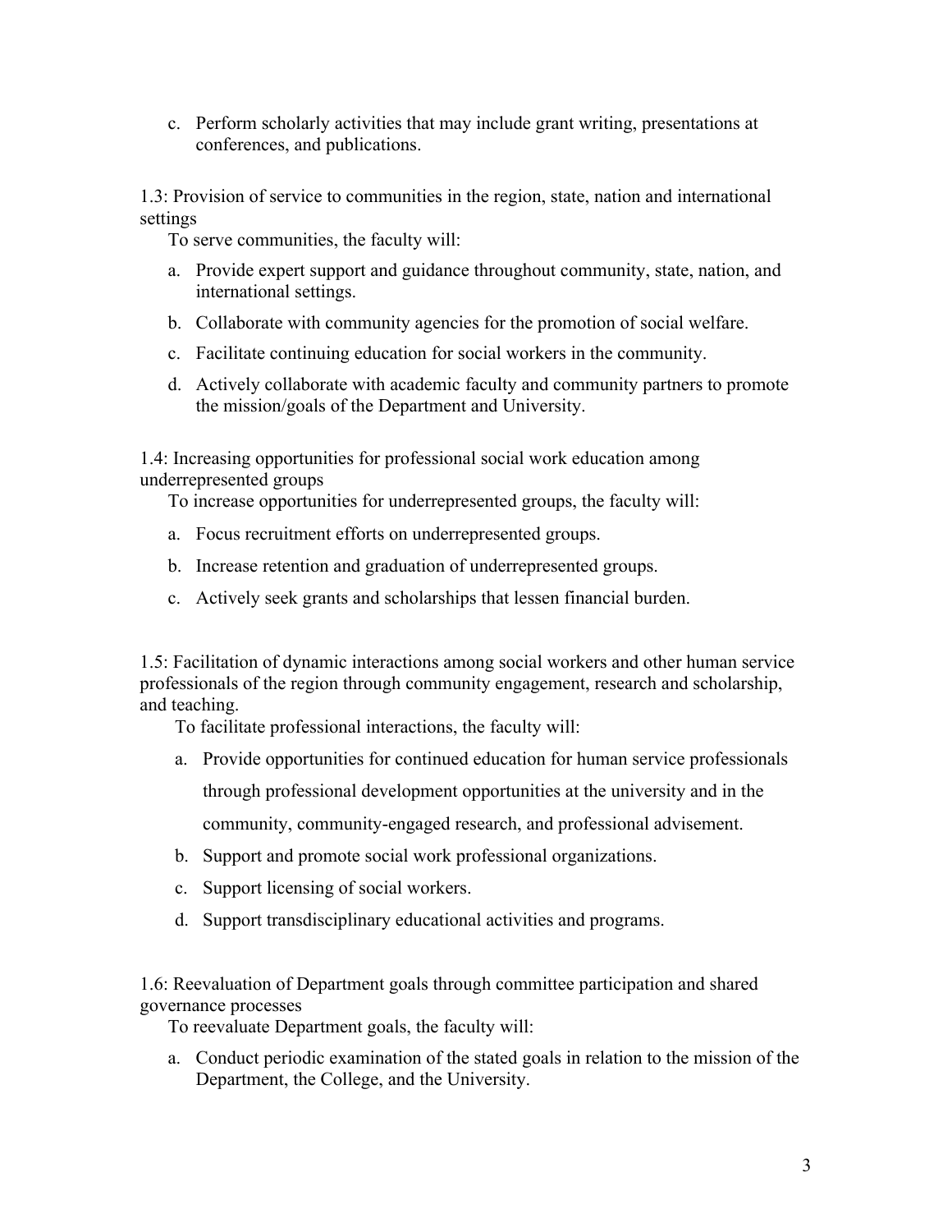c. Perform scholarly activities that may include grant writing, presentations at conferences, and publications.

1.3: Provision of service to communities in the region, state, nation and international settings

To serve communities, the faculty will:

a. Provide expert support and guidance throughout community, state, nation, and international settings.
b. Collaborate with community agencies for the promotion of social welfare.
c. Facilitate continuing education for social workers in the community.
d. Actively collaborate with academic faculty and community partners to promote the mission/goals of the Department and University.

1.4: Increasing opportunities for professional social work education among underrepresented groups

To increase opportunities for underrepresented groups, the faculty will:

a. Focus recruitment efforts on underrepresented groups.
b. Increase retention and graduation of underrepresented groups.
c. Actively seek grants and scholarships that lessen financial burden.

1.5: Facilitation of dynamic interactions among social workers and other human service professionals of the region through community engagement, research and scholarship, and teaching.

To facilitate professional interactions, the faculty will:

a. Provide opportunities for continued education for human service professionals through professional development opportunities at the university and in the community, community-engaged research, and professional advisement.
b. Support and promote social work professional organizations.
c. Support licensing of social workers.
d. Support transdisciplinary educational activities and programs.

1.6: Reevaluation of Department goals through committee participation and shared governance processes

To reevaluate Department goals, the faculty will:

a. Conduct periodic examination of the stated goals in relation to the mission of the Department, the College, and the University.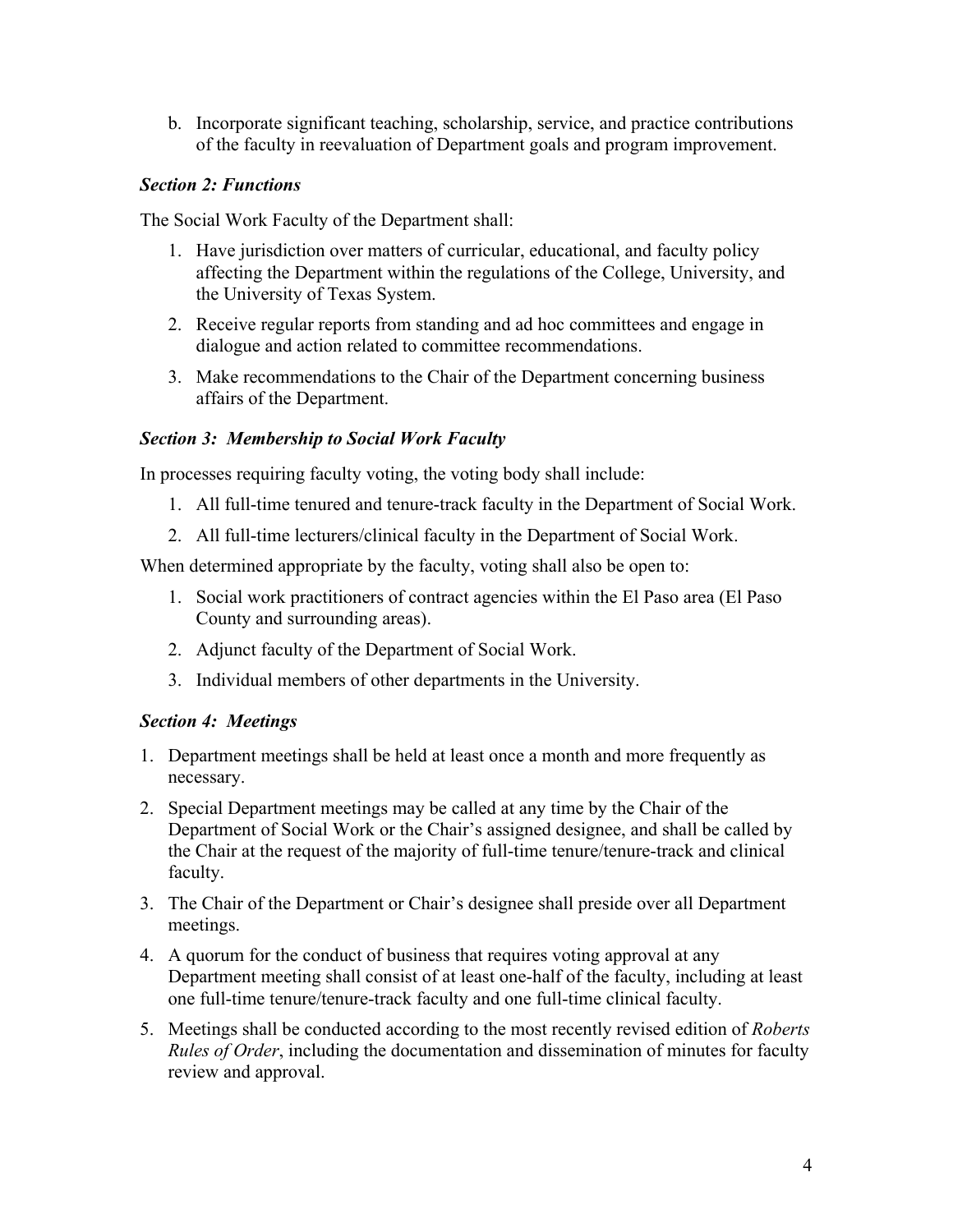b. Incorporate significant teaching, scholarship, service, and practice contributions of the faculty in reevaluation of Department goals and program improvement.

### *Section 2: Functions*

The Social Work Faculty of the Department shall:

1. Have jurisdiction over matters of curricular, educational, and faculty policy affecting the Department within the regulations of the College, University, and the University of Texas System.
2. Receive regular reports from standing and ad hoc committees and engage in dialogue and action related to committee recommendations.
3. Make recommendations to the Chair of the Department concerning business affairs of the Department.

### *Section 3: Membership to Social Work Faculty*

In processes requiring faculty voting, the voting body shall include:

1. All full-time tenured and tenure-track faculty in the Department of Social Work.
2. All full-time lecturers/clinical faculty in the Department of Social Work.

When determined appropriate by the faculty, voting shall also be open to:

1. Social work practitioners of contract agencies within the El Paso area (El Paso County and surrounding areas).
2. Adjunct faculty of the Department of Social Work.
3. Individual members of other departments in the University.

### *Section 4: Meetings*

1. Department meetings shall be held at least once a month and more frequently as necessary.
2. Special Department meetings may be called at any time by the Chair of the Department of Social Work or the Chair's assigned designee, and shall be called by the Chair at the request of the majority of full-time tenure/tenure-track and clinical faculty.
3. The Chair of the Department or Chair's designee shall preside over all Department meetings.
4. A quorum for the conduct of business that requires voting approval at any Department meeting shall consist of at least one-half of the faculty, including at least one full-time tenure/tenure-track faculty and one full-time clinical faculty.
5. Meetings shall be conducted according to the most recently revised edition of *Roberts Rules of Order*, including the documentation and dissemination of minutes for faculty review and approval.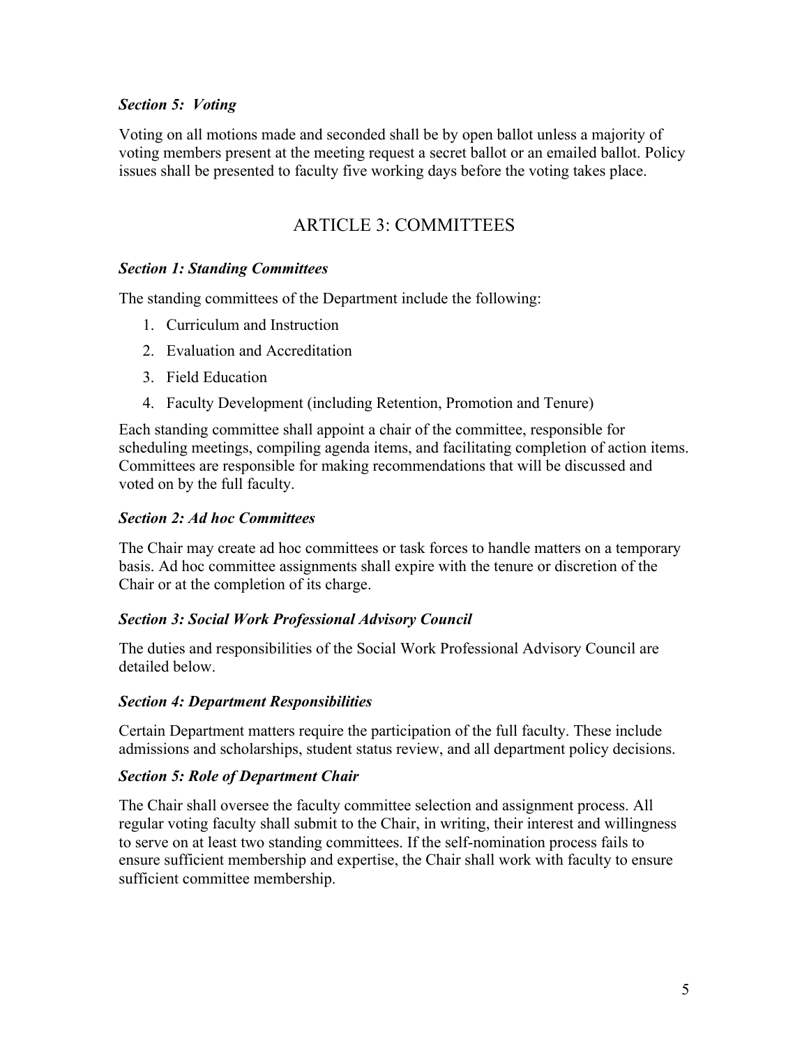***Section 5: Voting***

Voting on all motions made and seconded shall be by open ballot unless a majority of voting members present at the meeting request a secret ballot or an emailed ballot. Policy issues shall be presented to faculty five working days before the voting takes place.

## ARTICLE 3: COMMITTEES

***Section 1: Standing Committees***

The standing committees of the Department include the following:

1. Curriculum and Instruction
2. Evaluation and Accreditation
3. Field Education
4. Faculty Development (including Retention, Promotion and Tenure)

Each standing committee shall appoint a chair of the committee, responsible for scheduling meetings, compiling agenda items, and facilitating completion of action items. Committees are responsible for making recommendations that will be discussed and voted on by the full faculty.

***Section 2: Ad hoc Committees***

The Chair may create ad hoc committees or task forces to handle matters on a temporary basis. Ad hoc committee assignments shall expire with the tenure or discretion of the Chair or at the completion of its charge.

***Section 3: Social Work Professional Advisory Council***

The duties and responsibilities of the Social Work Professional Advisory Council are detailed below.

***Section 4: Department Responsibilities***

Certain Department matters require the participation of the full faculty. These include admissions and scholarships, student status review, and all department policy decisions.

***Section 5: Role of Department Chair***

The Chair shall oversee the faculty committee selection and assignment process. All regular voting faculty shall submit to the Chair, in writing, their interest and willingness to serve on at least two standing committees. If the self-nomination process fails to ensure sufficient membership and expertise, the Chair shall work with faculty to ensure sufficient committee membership.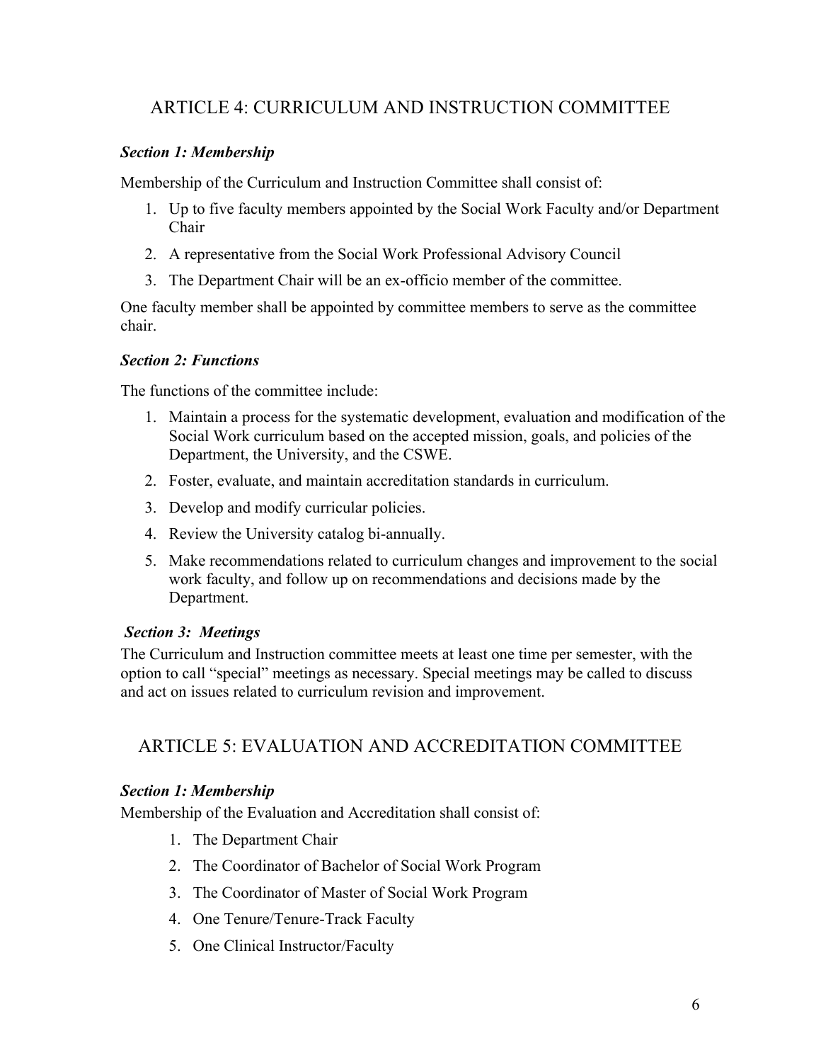## ARTICLE 4: CURRICULUM AND INSTRUCTION COMMITTEE

***Section 1: Membership***

Membership of the Curriculum and Instruction Committee shall consist of:

1. Up to five faculty members appointed by the Social Work Faculty and/or Department Chair
2. A representative from the Social Work Professional Advisory Council
3. The Department Chair will be an ex-officio member of the committee.

One faculty member shall be appointed by committee members to serve as the committee chair.

***Section 2: Functions***

The functions of the committee include:

1. Maintain a process for the systematic development, evaluation and modification of the Social Work curriculum based on the accepted mission, goals, and policies of the Department, the University, and the CSWE.
2. Foster, evaluate, and maintain accreditation standards in curriculum.
3. Develop and modify curricular policies.
4. Review the University catalog bi-annually.
5. Make recommendations related to curriculum changes and improvement to the social work faculty, and follow up on recommendations and decisions made by the Department.

***Section 3: Meetings***

The Curriculum and Instruction committee meets at least one time per semester, with the option to call "special" meetings as necessary. Special meetings may be called to discuss and act on issues related to curriculum revision and improvement.

## ARTICLE 5: EVALUATION AND ACCREDITATION COMMITTEE

***Section 1: Membership***

Membership of the Evaluation and Accreditation shall consist of:

1. The Department Chair
2. The Coordinator of Bachelor of Social Work Program
3. The Coordinator of Master of Social Work Program
4. One Tenure/Tenure-Track Faculty
5. One Clinical Instructor/Faculty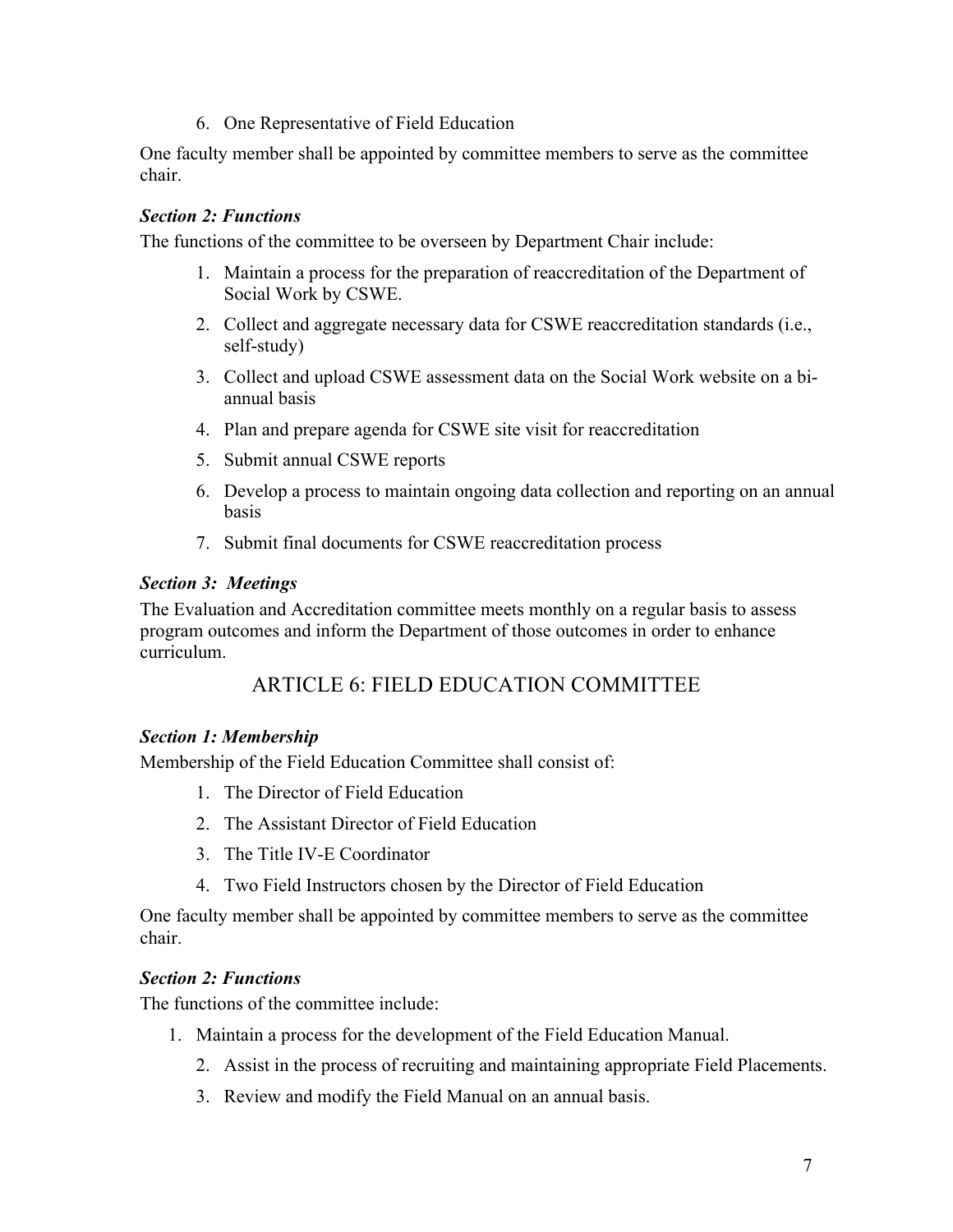6. One Representative of Field Education

One faculty member shall be appointed by committee members to serve as the committee chair.

***Section 2: Functions***

The functions of the committee to be overseen by Department Chair include:

1. Maintain a process for the preparation of reaccreditation of the Department of Social Work by CSWE.
2. Collect and aggregate necessary data for CSWE reaccreditation standards (i.e., self-study)
3. Collect and upload CSWE assessment data on the Social Work website on a bi-annual basis
4. Plan and prepare agenda for CSWE site visit for reaccreditation
5. Submit annual CSWE reports
6. Develop a process to maintain ongoing data collection and reporting on an annual basis
7. Submit final documents for CSWE reaccreditation process

***Section 3: Meetings***

The Evaluation and Accreditation committee meets monthly on a regular basis to assess program outcomes and inform the Department of those outcomes in order to enhance curriculum.

## ARTICLE 6: FIELD EDUCATION COMMITTEE

***Section 1: Membership***

Membership of the Field Education Committee shall consist of:

1. The Director of Field Education
2. The Assistant Director of Field Education
3. The Title IV-E Coordinator
4. Two Field Instructors chosen by the Director of Field Education

One faculty member shall be appointed by committee members to serve as the committee chair.

***Section 2: Functions***

The functions of the committee include:

1. Maintain a process for the development of the Field Education Manual.
2. Assist in the process of recruiting and maintaining appropriate Field Placements.
3. Review and modify the Field Manual on an annual basis.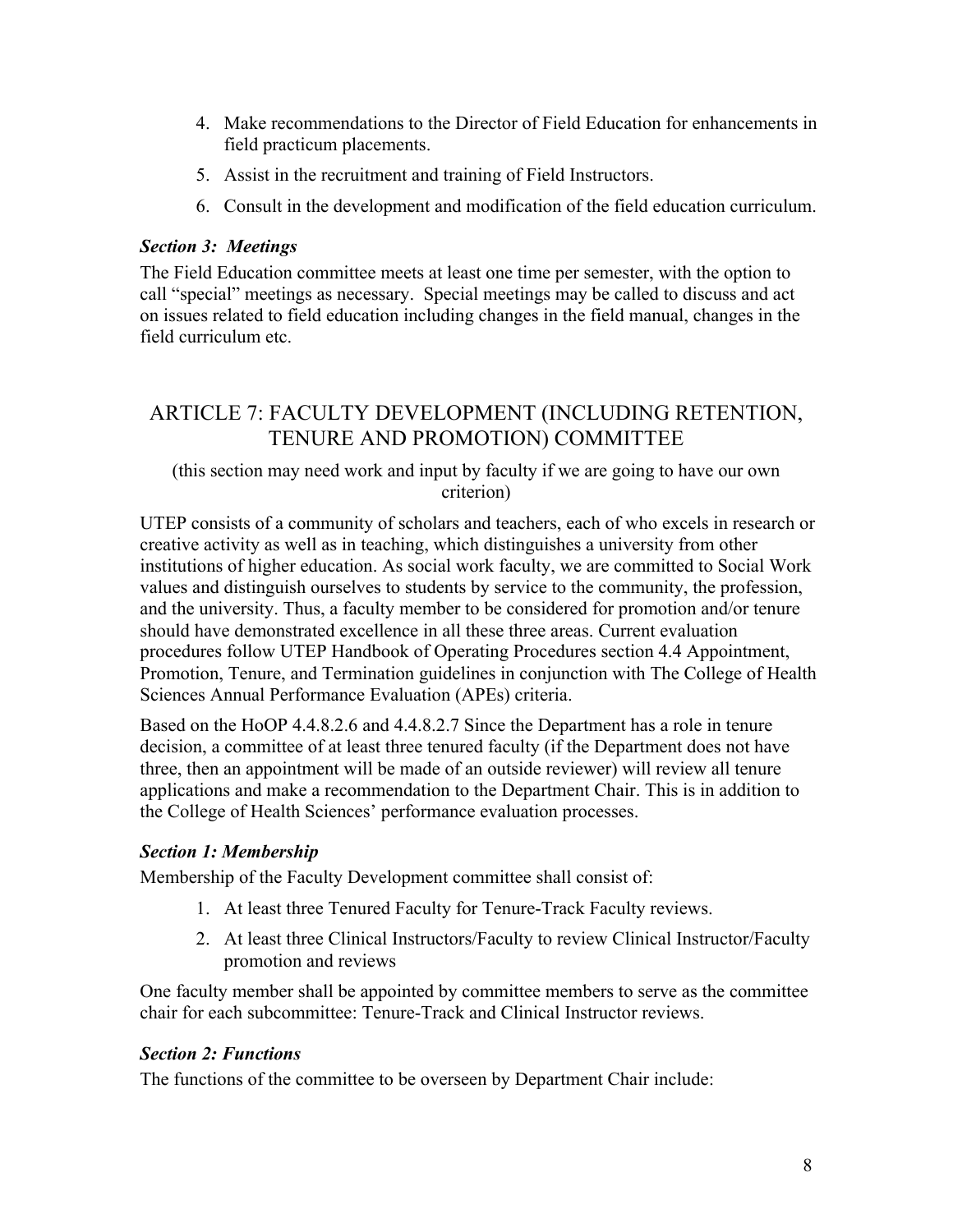4. Make recommendations to the Director of Field Education for enhancements in field practicum placements.
5. Assist in the recruitment and training of Field Instructors.
6. Consult in the development and modification of the field education curriculum.

### *Section 3: Meetings*

The Field Education committee meets at least one time per semester, with the option to call "special" meetings as necessary. Special meetings may be called to discuss and act on issues related to field education including changes in the field manual, changes in the field curriculum etc.

## ARTICLE 7: FACULTY DEVELOPMENT (INCLUDING RETENTION, TENURE AND PROMOTION) COMMITTEE

(this section may need work and input by faculty if we are going to have our own criterion)

UTEP consists of a community of scholars and teachers, each of who excels in research or creative activity as well as in teaching, which distinguishes a university from other institutions of higher education. As social work faculty, we are committed to Social Work values and distinguish ourselves to students by service to the community, the profession, and the university. Thus, a faculty member to be considered for promotion and/or tenure should have demonstrated excellence in all these three areas. Current evaluation procedures follow UTEP Handbook of Operating Procedures section 4.4 Appointment, Promotion, Tenure, and Termination guidelines in conjunction with The College of Health Sciences Annual Performance Evaluation (APEs) criteria.

Based on the HoOP 4.4.8.2.6 and 4.4.8.2.7 Since the Department has a role in tenure decision, a committee of at least three tenured faculty (if the Department does not have three, then an appointment will be made of an outside reviewer) will review all tenure applications and make a recommendation to the Department Chair. This is in addition to the College of Health Sciences' performance evaluation processes.

### *Section 1: Membership*

Membership of the Faculty Development committee shall consist of:

1. At least three Tenured Faculty for Tenure-Track Faculty reviews.
2. At least three Clinical Instructors/Faculty to review Clinical Instructor/Faculty promotion and reviews

One faculty member shall be appointed by committee members to serve as the committee chair for each subcommittee: Tenure-Track and Clinical Instructor reviews.

### *Section 2: Functions*

The functions of the committee to be overseen by Department Chair include: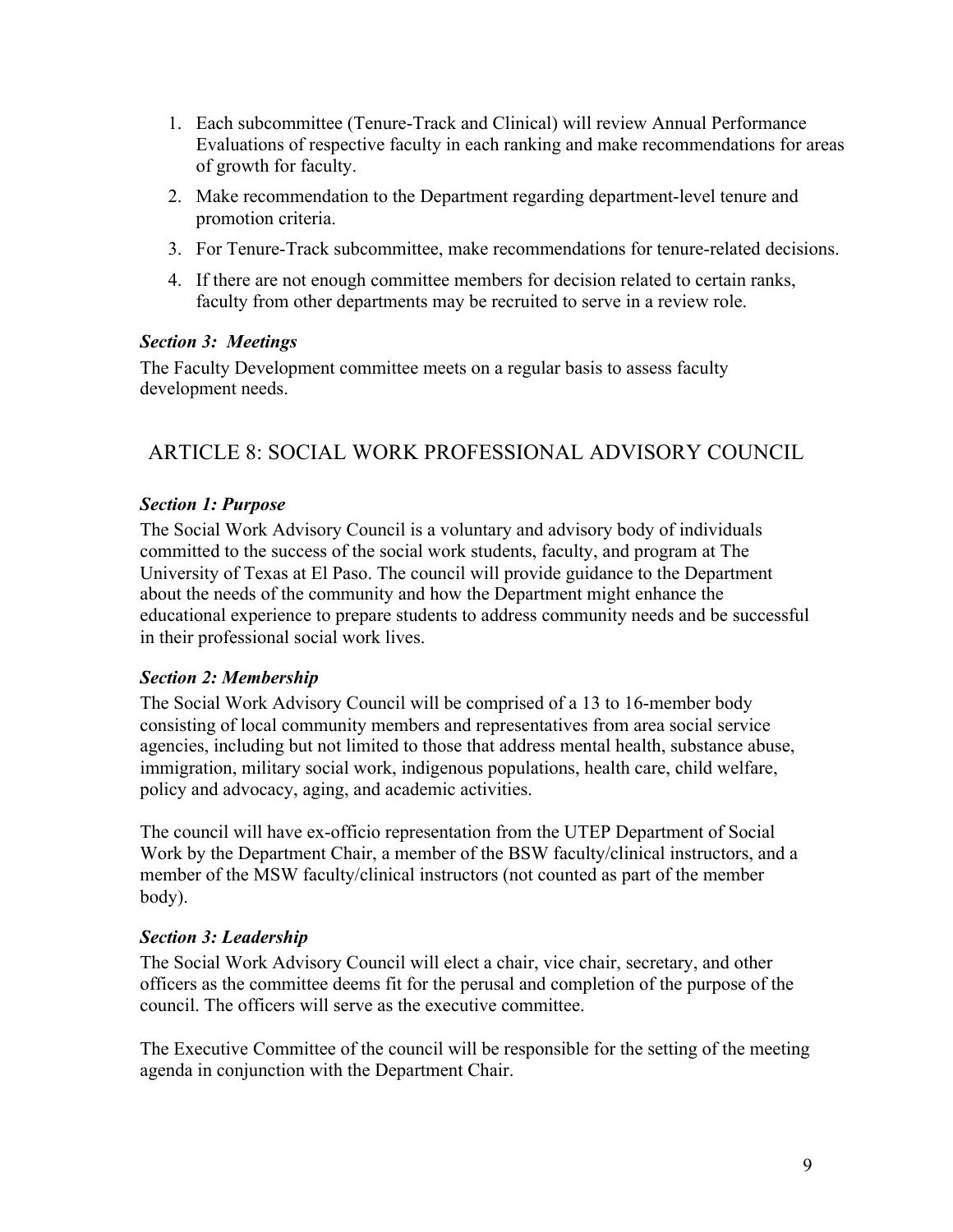1. Each subcommittee (Tenure-Track and Clinical) will review Annual Performance Evaluations of respective faculty in each ranking and make recommendations for areas of growth for faculty.
2. Make recommendation to the Department regarding department-level tenure and promotion criteria.
3. For Tenure-Track subcommittee, make recommendations for tenure-related decisions.
4. If there are not enough committee members for decision related to certain ranks, faculty from other departments may be recruited to serve in a review role.

### *Section 3: Meetings*

The Faculty Development committee meets on a regular basis to assess faculty development needs.

## ARTICLE 8: SOCIAL WORK PROFESSIONAL ADVISORY COUNCIL

### *Section 1: Purpose*

The Social Work Advisory Council is a voluntary and advisory body of individuals committed to the success of the social work students, faculty, and program at The University of Texas at El Paso. The council will provide guidance to the Department about the needs of the community and how the Department might enhance the educational experience to prepare students to address community needs and be successful in their professional social work lives.

### *Section 2: Membership*

The Social Work Advisory Council will be comprised of a 13 to 16-member body consisting of local community members and representatives from area social service agencies, including but not limited to those that address mental health, substance abuse, immigration, military social work, indigenous populations, health care, child welfare, policy and advocacy, aging, and academic activities.

The council will have ex-officio representation from the UTEP Department of Social Work by the Department Chair, a member of the BSW faculty/clinical instructors, and a member of the MSW faculty/clinical instructors (not counted as part of the member body).

### *Section 3: Leadership*

The Social Work Advisory Council will elect a chair, vice chair, secretary, and other officers as the committee deems fit for the perusal and completion of the purpose of the council. The officers will serve as the executive committee.

The Executive Committee of the council will be responsible for the setting of the meeting agenda in conjunction with the Department Chair.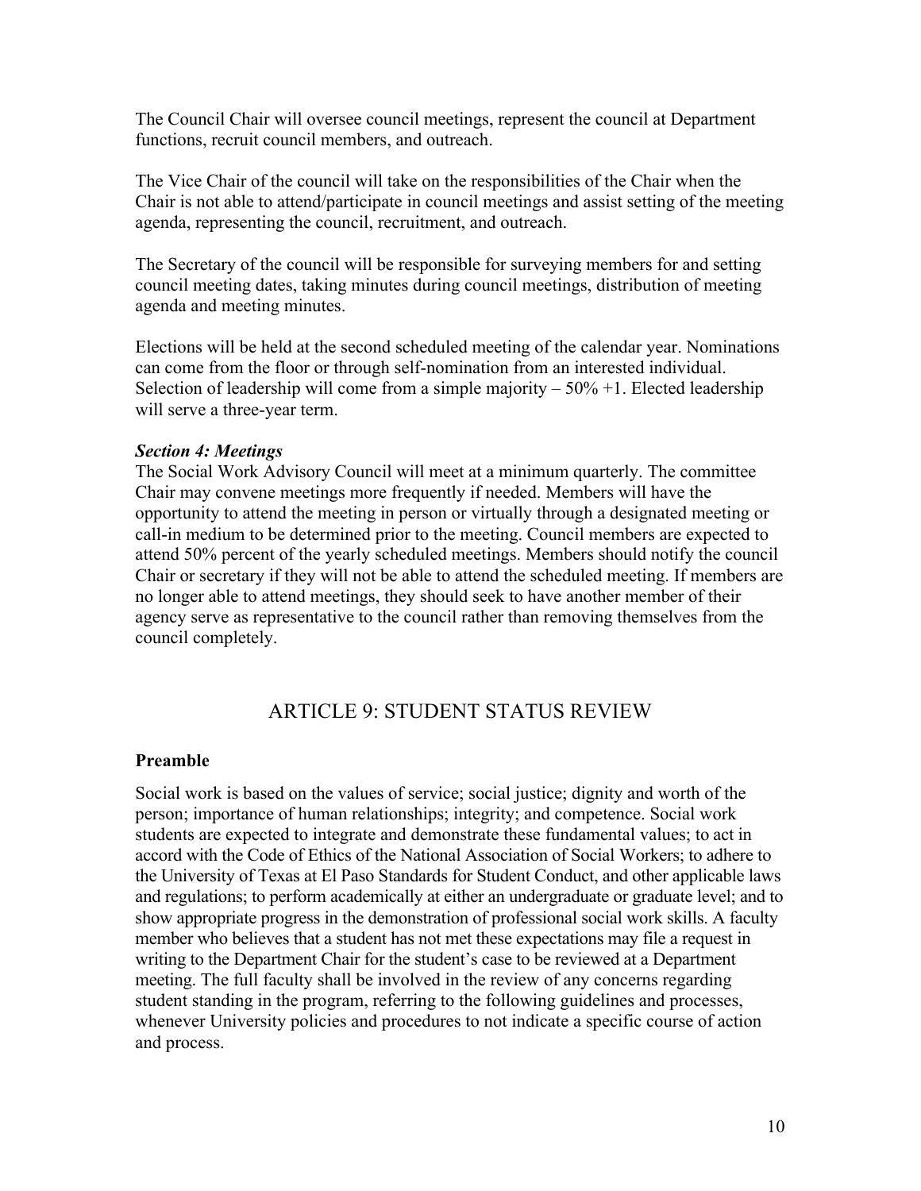The Council Chair will oversee council meetings, represent the council at Department functions, recruit council members, and outreach.

The Vice Chair of the council will take on the responsibilities of the Chair when the Chair is not able to attend/participate in council meetings and assist setting of the meeting agenda, representing the council, recruitment, and outreach.

The Secretary of the council will be responsible for surveying members for and setting council meeting dates, taking minutes during council meetings, distribution of meeting agenda and meeting minutes.

Elections will be held at the second scheduled meeting of the calendar year. Nominations can come from the floor or through self-nomination from an interested individual. Selection of leadership will come from a simple majority – 50% +1. Elected leadership will serve a three-year term.

***Section 4: Meetings***

The Social Work Advisory Council will meet at a minimum quarterly. The committee Chair may convene meetings more frequently if needed. Members will have the opportunity to attend the meeting in person or virtually through a designated meeting or call-in medium to be determined prior to the meeting. Council members are expected to attend 50% percent of the yearly scheduled meetings. Members should notify the council Chair or secretary if they will not be able to attend the scheduled meeting. If members are no longer able to attend meetings, they should seek to have another member of their agency serve as representative to the council rather than removing themselves from the council completely.

## ARTICLE 9: STUDENT STATUS REVIEW

### Preamble

Social work is based on the values of service; social justice; dignity and worth of the person; importance of human relationships; integrity; and competence. Social work students are expected to integrate and demonstrate these fundamental values; to act in accord with the Code of Ethics of the National Association of Social Workers; to adhere to the University of Texas at El Paso Standards for Student Conduct, and other applicable laws and regulations; to perform academically at either an undergraduate or graduate level; and to show appropriate progress in the demonstration of professional social work skills. A faculty member who believes that a student has not met these expectations may file a request in writing to the Department Chair for the student's case to be reviewed at a Department meeting. The full faculty shall be involved in the review of any concerns regarding student standing in the program, referring to the following guidelines and processes, whenever University policies and procedures to not indicate a specific course of action and process.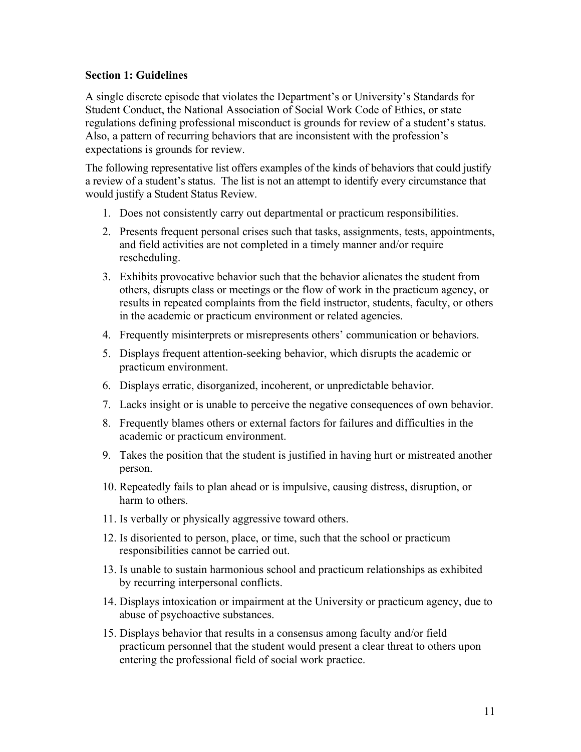**Section 1: Guidelines**

A single discrete episode that violates the Department's or University's Standards for Student Conduct, the National Association of Social Work Code of Ethics, or state regulations defining professional misconduct is grounds for review of a student's status. Also, a pattern of recurring behaviors that are inconsistent with the profession's expectations is grounds for review.

The following representative list offers examples of the kinds of behaviors that could justify a review of a student's status. The list is not an attempt to identify every circumstance that would justify a Student Status Review.

1. Does not consistently carry out departmental or practicum responsibilities.
2. Presents frequent personal crises such that tasks, assignments, tests, appointments, and field activities are not completed in a timely manner and/or require rescheduling.
3. Exhibits provocative behavior such that the behavior alienates the student from others, disrupts class or meetings or the flow of work in the practicum agency, or results in repeated complaints from the field instructor, students, faculty, or others in the academic or practicum environment or related agencies.
4. Frequently misinterprets or misrepresents others' communication or behaviors.
5. Displays frequent attention-seeking behavior, which disrupts the academic or practicum environment.
6. Displays erratic, disorganized, incoherent, or unpredictable behavior.
7. Lacks insight or is unable to perceive the negative consequences of own behavior.
8. Frequently blames others or external factors for failures and difficulties in the academic or practicum environment.
9. Takes the position that the student is justified in having hurt or mistreated another person.
10. Repeatedly fails to plan ahead or is impulsive, causing distress, disruption, or harm to others.
11. Is verbally or physically aggressive toward others.
12. Is disoriented to person, place, or time, such that the school or practicum responsibilities cannot be carried out.
13. Is unable to sustain harmonious school and practicum relationships as exhibited by recurring interpersonal conflicts.
14. Displays intoxication or impairment at the University or practicum agency, due to abuse of psychoactive substances.
15. Displays behavior that results in a consensus among faculty and/or field practicum personnel that the student would present a clear threat to others upon entering the professional field of social work practice.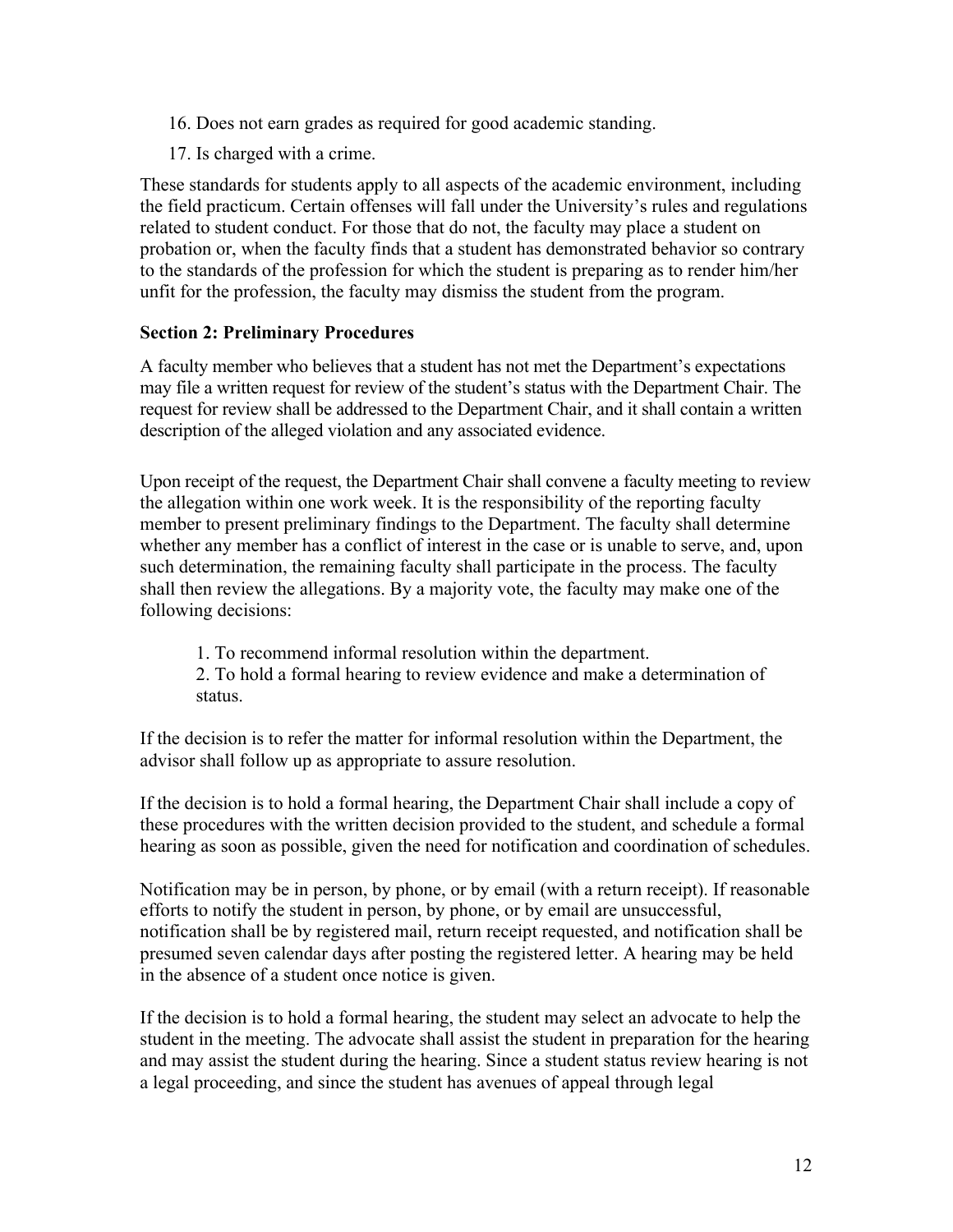16. Does not earn grades as required for good academic standing.
17. Is charged with a crime.

These standards for students apply to all aspects of the academic environment, including the field practicum. Certain offenses will fall under the University's rules and regulations related to student conduct. For those that do not, the faculty may place a student on probation or, when the faculty finds that a student has demonstrated behavior so contrary to the standards of the profession for which the student is preparing as to render him/her unfit for the profession, the faculty may dismiss the student from the program.

**Section 2: Preliminary Procedures**

A faculty member who believes that a student has not met the Department's expectations may file a written request for review of the student's status with the Department Chair. The request for review shall be addressed to the Department Chair, and it shall contain a written description of the alleged violation and any associated evidence.

Upon receipt of the request, the Department Chair shall convene a faculty meeting to review the allegation within one work week. It is the responsibility of the reporting faculty member to present preliminary findings to the Department. The faculty shall determine whether any member has a conflict of interest in the case or is unable to serve, and, upon such determination, the remaining faculty shall participate in the process. The faculty shall then review the allegations. By a majority vote, the faculty may make one of the following decisions:

1. To recommend informal resolution within the department.
2. To hold a formal hearing to review evidence and make a determination of status.

If the decision is to refer the matter for informal resolution within the Department, the advisor shall follow up as appropriate to assure resolution.

If the decision is to hold a formal hearing, the Department Chair shall include a copy of these procedures with the written decision provided to the student, and schedule a formal hearing as soon as possible, given the need for notification and coordination of schedules.

Notification may be in person, by phone, or by email (with a return receipt). If reasonable efforts to notify the student in person, by phone, or by email are unsuccessful, notification shall be by registered mail, return receipt requested, and notification shall be presumed seven calendar days after posting the registered letter. A hearing may be held in the absence of a student once notice is given.

If the decision is to hold a formal hearing, the student may select an advocate to help the student in the meeting. The advocate shall assist the student in preparation for the hearing and may assist the student during the hearing. Since a student status review hearing is not a legal proceeding, and since the student has avenues of appeal through legal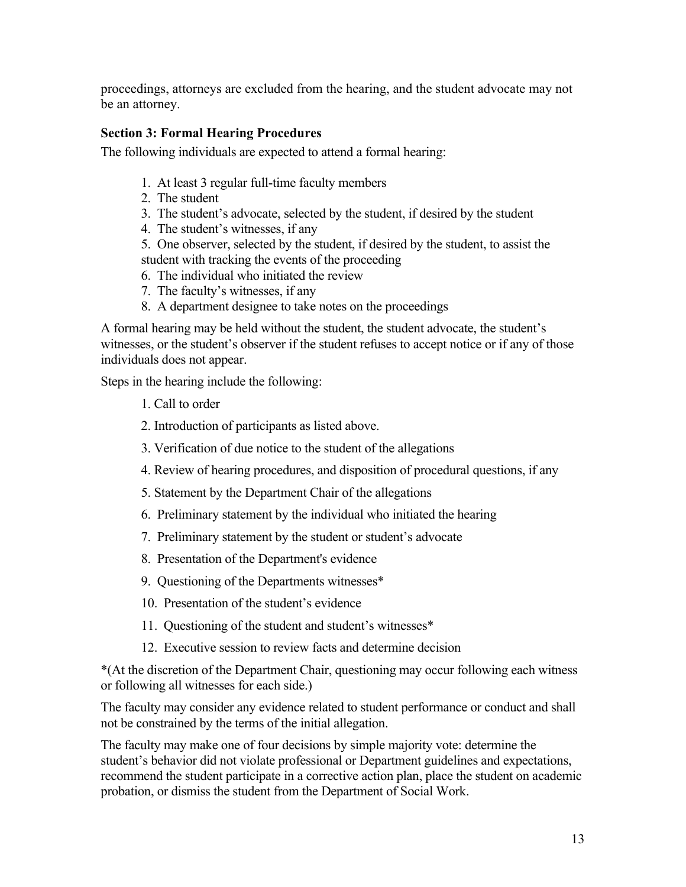proceedings, attorneys are excluded from the hearing, and the student advocate may not be an attorney.

### Section 3: Formal Hearing Procedures

The following individuals are expected to attend a formal hearing:

1. At least 3 regular full-time faculty members
2. The student
3. The student's advocate, selected by the student, if desired by the student
4. The student's witnesses, if any
5. One observer, selected by the student, if desired by the student, to assist the student with tracking the events of the proceeding
6. The individual who initiated the review
7. The faculty's witnesses, if any
8. A department designee to take notes on the proceedings

A formal hearing may be held without the student, the student advocate, the student's witnesses, or the student's observer if the student refuses to accept notice or if any of those individuals does not appear.

Steps in the hearing include the following:

1. Call to order
2. Introduction of participants as listed above.
3. Verification of due notice to the student of the allegations
4. Review of hearing procedures, and disposition of procedural questions, if any
5. Statement by the Department Chair of the allegations
6. Preliminary statement by the individual who initiated the hearing
7. Preliminary statement by the student or student's advocate
8. Presentation of the Department's evidence
9. Questioning of the Departments witnesses*
10. Presentation of the student's evidence
11. Questioning of the student and student's witnesses*
12. Executive session to review facts and determine decision

*(At the discretion of the Department Chair, questioning may occur following each witness or following all witnesses for each side.)

The faculty may consider any evidence related to student performance or conduct and shall not be constrained by the terms of the initial allegation.

The faculty may make one of four decisions by simple majority vote: determine the student's behavior did not violate professional or Department guidelines and expectations, recommend the student participate in a corrective action plan, place the student on academic probation, or dismiss the student from the Department of Social Work.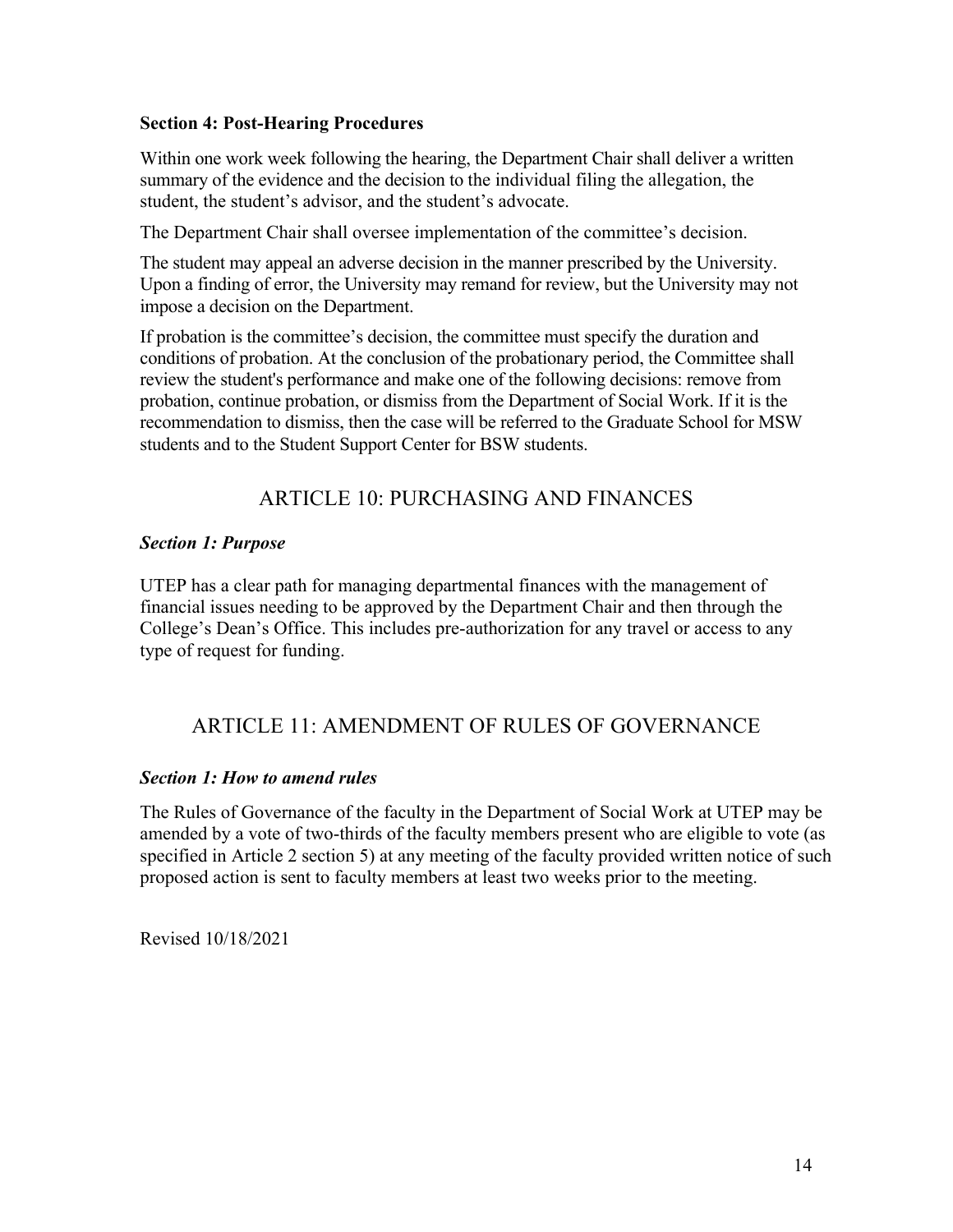### Section 4: Post-Hearing Procedures

Within one work week following the hearing, the Department Chair shall deliver a written summary of the evidence and the decision to the individual filing the allegation, the student, the student's advisor, and the student's advocate.

The Department Chair shall oversee implementation of the committee's decision.

The student may appeal an adverse decision in the manner prescribed by the University. Upon a finding of error, the University may remand for review, but the University may not impose a decision on the Department.

If probation is the committee's decision, the committee must specify the duration and conditions of probation. At the conclusion of the probationary period, the Committee shall review the student's performance and make one of the following decisions: remove from probation, continue probation, or dismiss from the Department of Social Work. If it is the recommendation to dismiss, then the case will be referred to the Graduate School for MSW students and to the Student Support Center for BSW students.

## ARTICLE 10: PURCHASING AND FINANCES

### *Section 1: Purpose*

UTEP has a clear path for managing departmental finances with the management of financial issues needing to be approved by the Department Chair and then through the College's Dean's Office. This includes pre-authorization for any travel or access to any type of request for funding.

## ARTICLE 11: AMENDMENT OF RULES OF GOVERNANCE

### *Section 1: How to amend rules*

The Rules of Governance of the faculty in the Department of Social Work at UTEP may be amended by a vote of two-thirds of the faculty members present who are eligible to vote (as specified in Article 2 section 5) at any meeting of the faculty provided written notice of such proposed action is sent to faculty members at least two weeks prior to the meeting.

Revised 10/18/2021